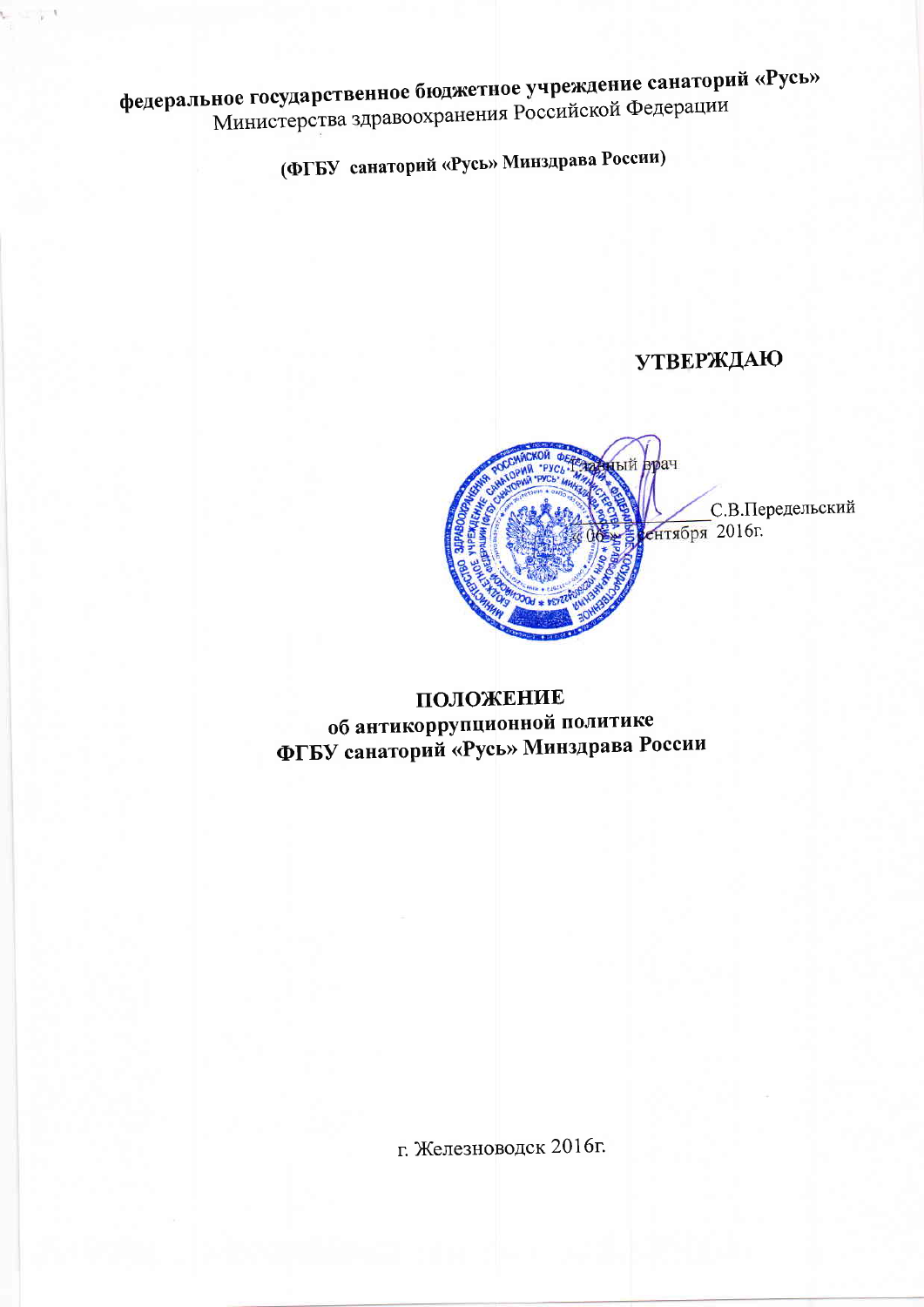федеральное государственное бюджетное учреждение санаторий «Русь»
Министерства здравоохранения Российской Федерации

**(ФГБУ санаторий «Русь» Минздрава России)**

**УТВЕРЖДАЮ**

Главный врач

_______________С.В.Передельский

« 06 » сентября 2016г.

# ПОЛОЖЕНИЕ
## об антикоррупционной политике ФГБУ санаторий «Русь» Минздрава России

г. Железноводск 2016г.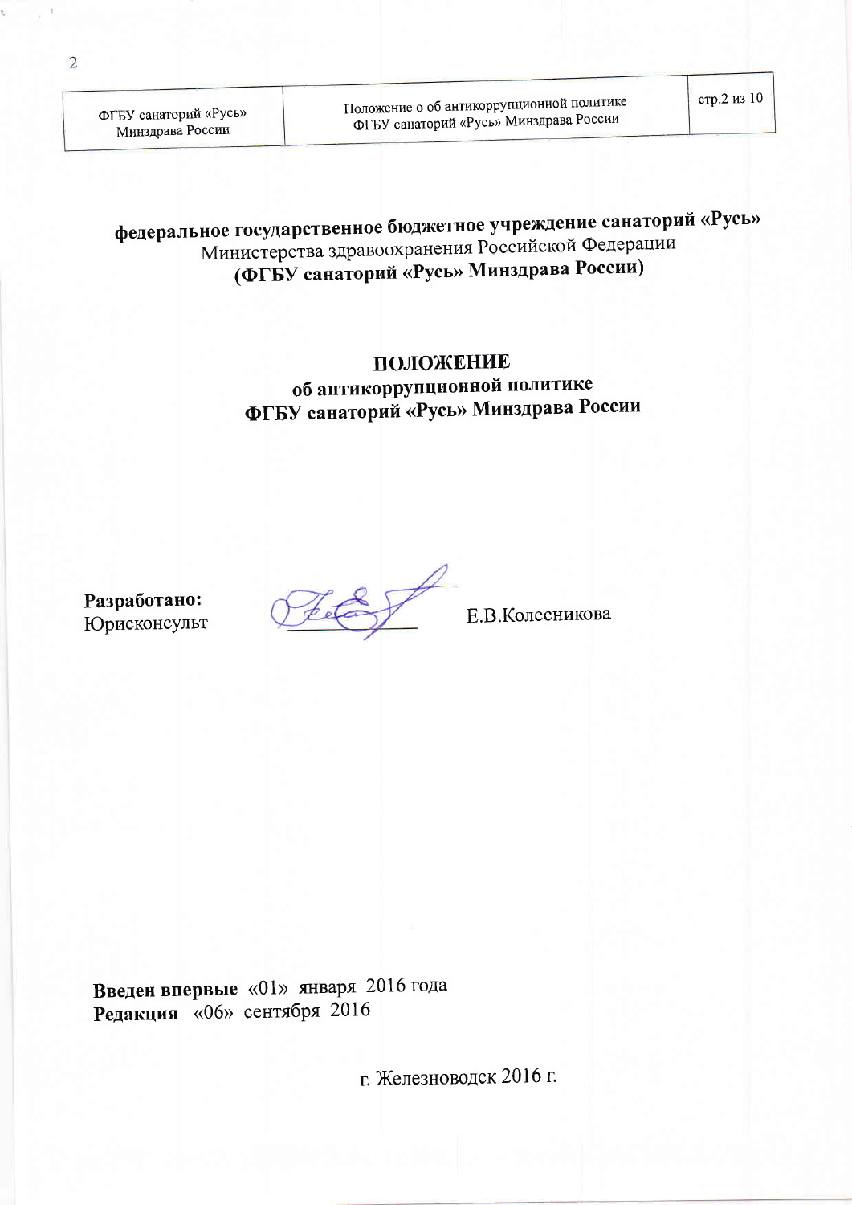**федеральное государственное бюджетное учреждение санаторий «Русь»**
Министерства здравоохранения Российской Федерации
**(ФГБУ санаторий «Русь» Минздрава России)**

# ПОЛОЖЕНИЕ
## об антикоррупционной политике ФГБУ санаторий «Русь» Минздрава России

**Разработано:**
Юрисконсульт ____________ Е.В.Колесникова

**Введен впервые** «01» января 2016 года
**Редакция** «06» сентября 2016

г. Железноводск 2016 г.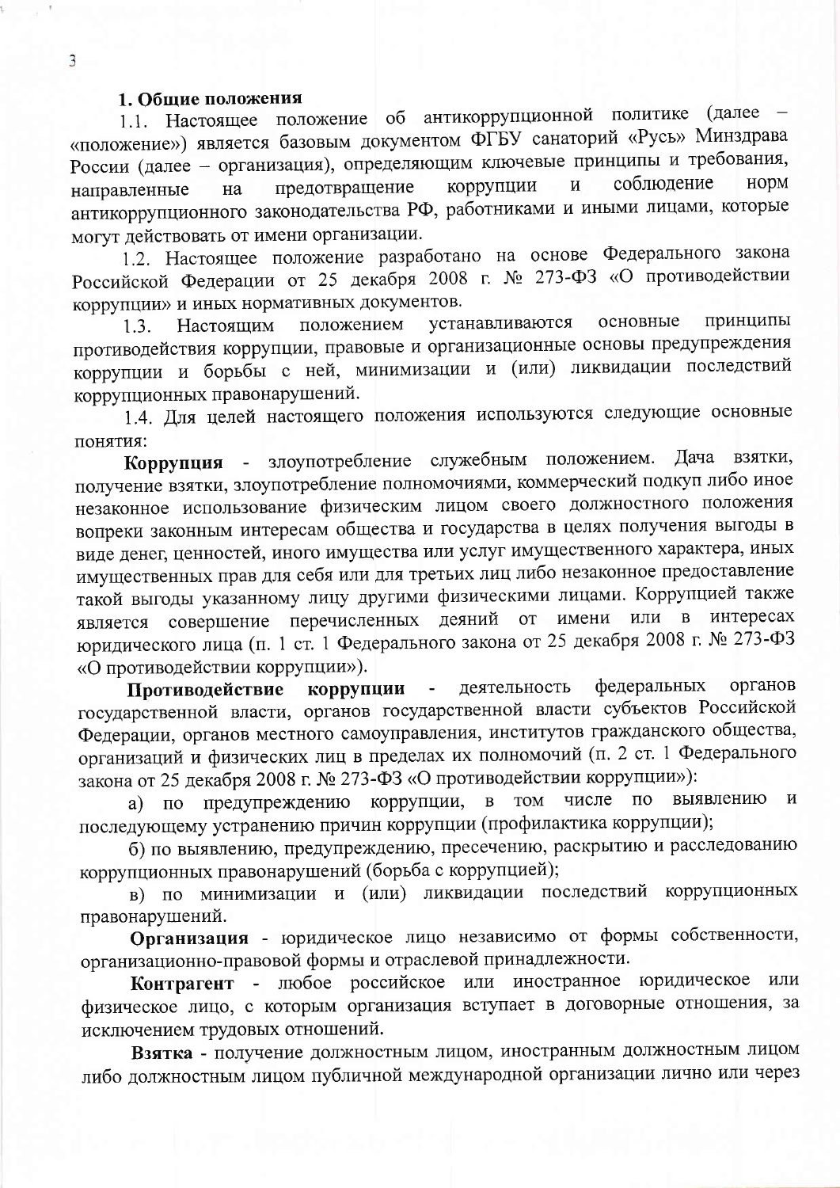## 1. Общие положения

1.1. Настоящее положение об антикоррупционной политике (далее – «положение») является базовым документом ФГБУ санаторий «Русь» Минздрава России (далее – организация), определяющим ключевые принципы и требования, направленные на предотвращение коррупции и соблюдение норм антикоррупционного законодательства РФ, работниками и иными лицами, которые могут действовать от имени организации.

1.2. Настоящее положение разработано на основе Федерального закона Российской Федерации от 25 декабря 2008 г. № 273-ФЗ «О противодействии коррупции» и иных нормативных документов.

1.3. Настоящим положением устанавливаются основные принципы противодействия коррупции, правовые и организационные основы предупреждения коррупции и борьбы с ней, минимизации и (или) ликвидации последствий коррупционных правонарушений.

1.4. Для целей настоящего положения используются следующие основные понятия:

**Коррупция** - злоупотребление служебным положением. Дача взятки, получение взятки, злоупотребление полномочиями, коммерческий подкуп либо иное незаконное использование физическим лицом своего должностного положения вопреки законным интересам общества и государства в целях получения выгоды в виде денег, ценностей, иного имущества или услуг имущественного характера, иных имущественных прав для себя или для третьих лиц либо незаконное предоставление такой выгоды указанному лицу другими физическими лицами. Коррупцией также является совершение перечисленных деяний от имени или в интересах юридического лица (п. 1 ст. 1 Федерального закона от 25 декабря 2008 г. № 273-ФЗ «О противодействии коррупции»).

**Противодействие коррупции** - деятельность федеральных органов государственной власти, органов государственной власти субъектов Российской Федерации, органов местного самоуправления, институтов гражданского общества, организаций и физических лиц в пределах их полномочий (п. 2 ст. 1 Федерального закона от 25 декабря 2008 г. № 273-ФЗ «О противодействии коррупции»):

а) по предупреждению коррупции, в том числе по выявлению и последующему устранению причин коррупции (профилактика коррупции);

б) по выявлению, предупреждению, пресечению, раскрытию и расследованию коррупционных правонарушений (борьба с коррупцией);

в) по минимизации и (или) ликвидации последствий коррупционных правонарушений.

**Организация** - юридическое лицо независимо от формы собственности, организационно-правовой формы и отраслевой принадлежности.

**Контрагент** - любое российское или иностранное юридическое или физическое лицо, с которым организация вступает в договорные отношения, за исключением трудовых отношений.

**Взятка** - получение должностным лицом, иностранным должностным лицом либо должностным лицом публичной международной организации лично или через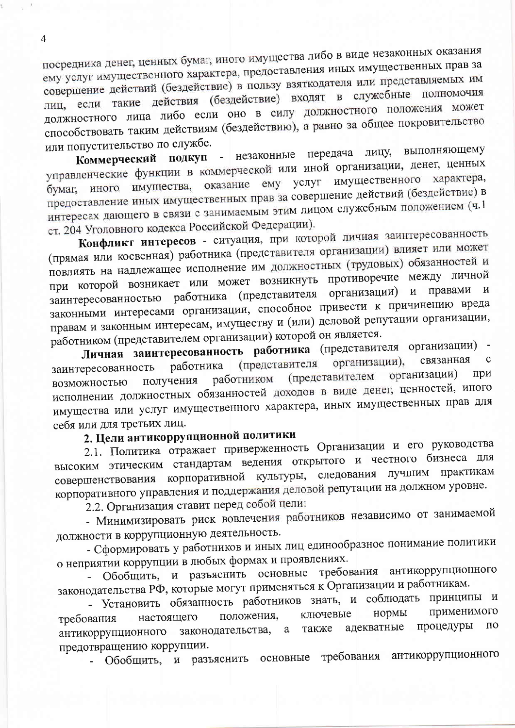посредника денег, ценных бумаг, иного имущества либо в виде незаконных оказания ему услуг имущественного характера, предоставления иных имущественных прав за совершение действий (бездействие) в пользу взяткодателя или представляемых им лиц, если такие действия (бездействие) входят в служебные полномочия должностного лица либо если оно в силу должностного положения может способствовать таким действиям (бездействию), а равно за общее покровительство или попустительство по службе.

**Коммерческий подкуп** - незаконные передача лицу, выполняющему управленческие функции в коммерческой или иной организации, денег, ценных бумаг, иного имущества, оказание ему услуг имущественного характера, предоставление иных имущественных прав за совершение действий (бездействие) в интересах дающего в связи с занимаемым этим лицом служебным положением (ч.1 ст. 204 Уголовного кодекса Российской Федерации).

**Конфликт интересов** - ситуация, при которой личная заинтересованность (прямая или косвенная) работника (представителя организации) влияет или может повлиять на надлежащее исполнение им должностных (трудовых) обязанностей и при которой возникает или может возникнуть противоречие между личной заинтересованностью работника (представителя организации) и правами и законными интересами организации, способное привести к причинению вреда правам и законным интересам, имуществу и (или) деловой репутации организации, работником (представителем организации) которой он является.

**Личная заинтересованность работника** (представителя организации) - заинтересованность работника (представителя организации), связанная с возможностью получения работником (представителем организации) при исполнении должностных обязанностей доходов в виде денег, ценностей, иного имущества или услуг имущественного характера, иных имущественных прав для себя или для третьих лиц.

## 2. Цели антикоррупционной политики

2.1. Политика отражает приверженность Организации и его руководства высоким этическим стандартам ведения открытого и честного бизнеса для совершенствования корпоративной культуры, следования лучшим практикам корпоративного управления и поддержания деловой репутации на должном уровне.

2.2. Организация ставит перед собой цели:

- Минимизировать риск вовлечения работников независимо от занимаемой должности в коррупционную деятельность.
- Сформировать у работников и иных лиц единообразное понимание политики о неприятии коррупции в любых формах и проявлениях.
- Обобщить, и разъяснить основные требования антикоррупционного законодательства РФ, которые могут применяться к Организации и работникам.
- Установить обязанность работников знать, и соблюдать принципы и требования настоящего положения, ключевые нормы применимого антикоррупционного законодательства, а также адекватные процедуры по предотвращению коррупции.
- Обобщить, и разъяснить основные требования антикоррупционного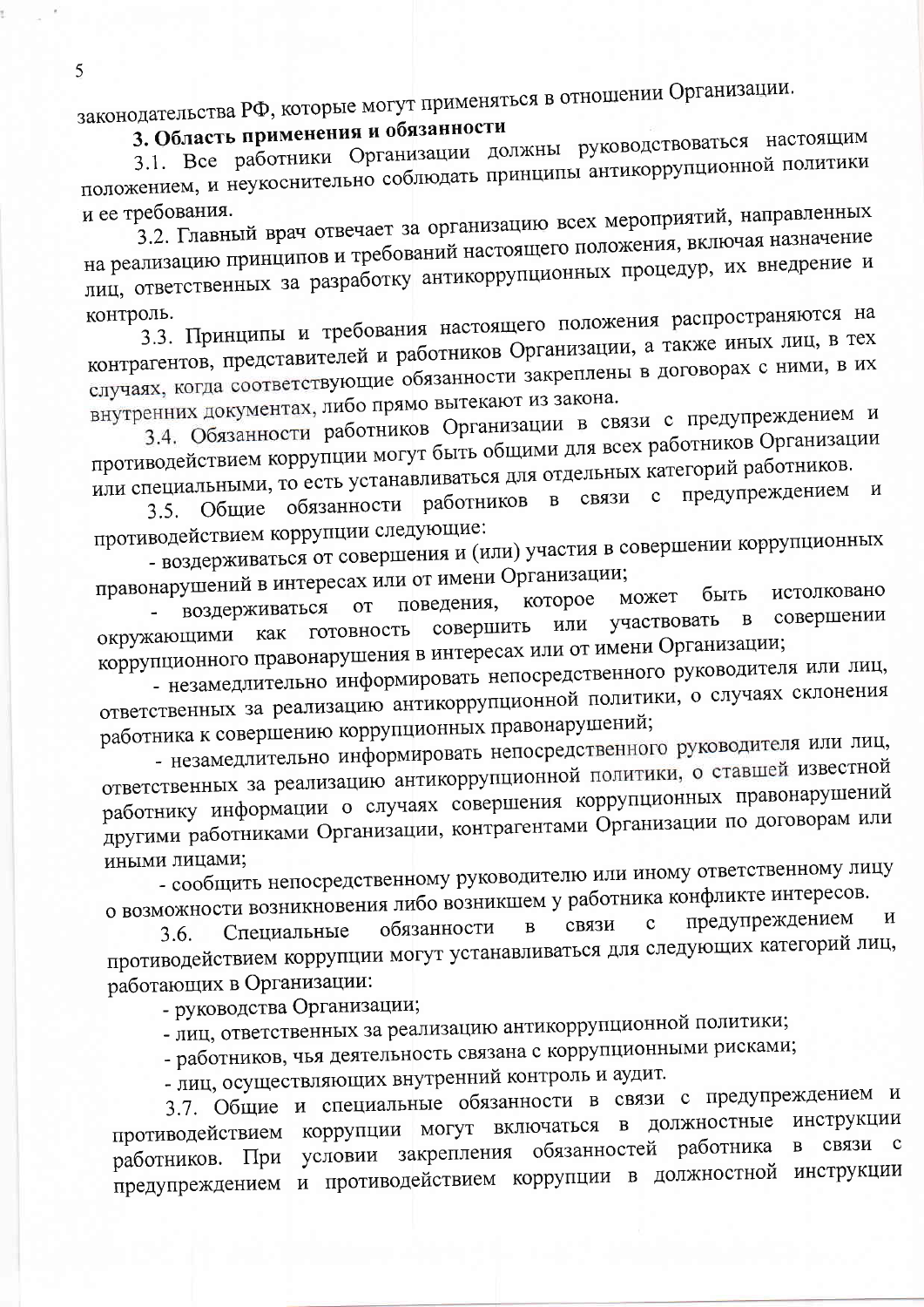законодательства РФ, которые могут применяться в отношении Организации.

### 3. Область применения и обязанности

3.1. Все работники Организации должны руководствоваться настоящим положением, и неукоснительно соблюдать принципы антикоррупционной политики и ее требования.

3.2. Главный врач отвечает за организацию всех мероприятий, направленных на реализацию принципов и требований настоящего положения, включая назначение лиц, ответственных за разработку антикоррупционных процедур, их внедрение и контроль.

3.3. Принципы и требования настоящего положения распространяются на контрагентов, представителей и работников Организации, а также иных лиц, в тех случаях, когда соответствующие обязанности закреплены в договорах с ними, в их внутренних документах, либо прямо вытекают из закона.

3.4. Обязанности работников Организации в связи с предупреждением и противодействием коррупции могут быть общими для всех работников Организации или специальными, то есть устанавливаться для отдельных категорий работников.

3.5. Общие обязанности работников в связи с предупреждением и противодействием коррупции следующие:

- воздерживаться от совершения и (или) участия в совершении коррупционных правонарушений в интересах или от имени Организации;
- воздерживаться от поведения, которое может быть истолковано окружающими как готовность совершить или участвовать в совершении коррупционного правонарушения в интересах или от имени Организации;
- незамедлительно информировать непосредственного руководителя или лиц, ответственных за реализацию антикоррупционной политики, о случаях склонения работника к совершению коррупционных правонарушений;
- незамедлительно информировать непосредственного руководителя или лиц, ответственных за реализацию антикоррупционной политики, о ставшей известной работнику информации о случаях совершения коррупционных правонарушений другими работниками Организации, контрагентами Организации по договорам или иными лицами;
- сообщить непосредственному руководителю или иному ответственному лицу о возможности возникновения либо возникшем у работника конфликте интересов.

3.6. Специальные обязанности в связи с предупреждением и противодействием коррупции могут устанавливаться для следующих категорий лиц, работающих в Организации:

- руководства Организации;
- лиц, ответственных за реализацию антикоррупционной политики;
- работников, чья деятельность связана с коррупционными рисками;
- лиц, осуществляющих внутренний контроль и аудит.

3.7. Общие и специальные обязанности в связи с предупреждением и противодействием коррупции могут включаться в должностные инструкции работников. При условии закрепления обязанностей работника в связи с предупреждением и противодействием коррупции в должностной инструкции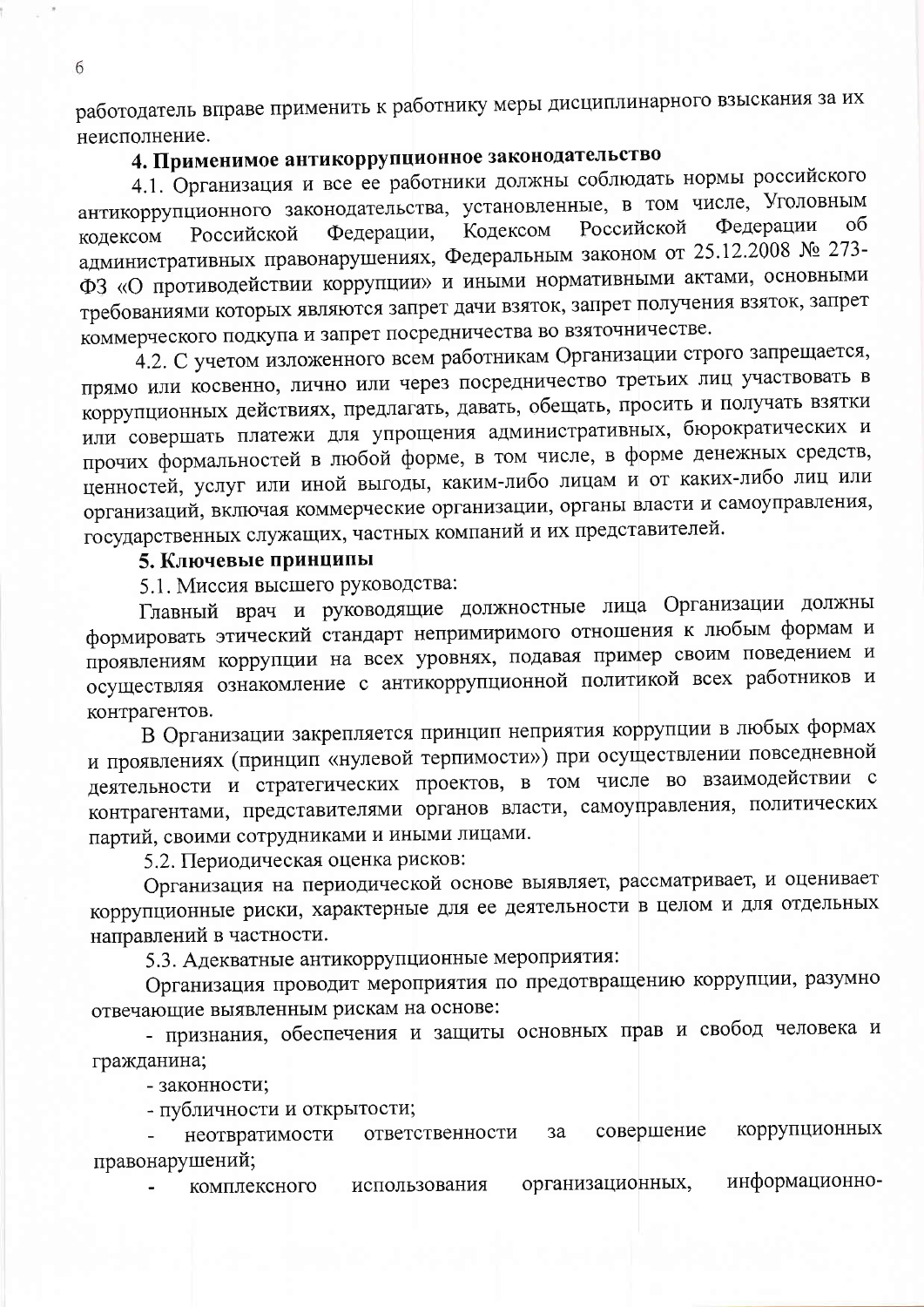работодатель вправе применить к работнику меры дисциплинарного взыскания за их неисполнение.

## 4. Применимое антикоррупционное законодательство

4.1. Организация и все ее работники должны соблюдать нормы российского антикоррупционного законодательства, установленные, в том числе, Уголовным кодексом Российской Федерации, Кодексом Российской Федерации об административных правонарушениях, Федеральным законом от 25.12.2008 № 273-ФЗ «О противодействии коррупции» и иными нормативными актами, основными требованиями которых являются запрет дачи взяток, запрет получения взяток, запрет коммерческого подкупа и запрет посредничества во взяточничестве.

4.2. С учетом изложенного всем работникам Организации строго запрещается, прямо или косвенно, лично или через посредничество третьих лиц участвовать в коррупционных действиях, предлагать, давать, обещать, просить и получать взятки или совершать платежи для упрощения административных, бюрократических и прочих формальностей в любой форме, в том числе, в форме денежных средств, ценностей, услуг или иной выгоды, каким-либо лицам и от каких-либо лиц или организаций, включая коммерческие организации, органы власти и самоуправления, государственных служащих, частных компаний и их представителей.

## 5. Ключевые принципы

5.1. Миссия высшего руководства:

Главный врач и руководящие должностные лица Организации должны формировать этический стандарт непримиримого отношения к любым формам и проявлениям коррупции на всех уровнях, подавая пример своим поведением и осуществляя ознакомление с антикоррупционной политикой всех работников и контрагентов.

В Организации закрепляется принцип неприятия коррупции в любых формах и проявлениях (принцип «нулевой терпимости») при осуществлении повседневной деятельности и стратегических проектов, в том числе во взаимодействии с контрагентами, представителями органов власти, самоуправления, политических партий, своими сотрудниками и иными лицами.

5.2. Периодическая оценка рисков:

Организация на периодической основе выявляет, рассматривает, и оценивает коррупционные риски, характерные для ее деятельности в целом и для отдельных направлений в частности.

5.3. Адекватные антикоррупционные мероприятия:

Организация проводит мероприятия по предотвращению коррупции, разумно отвечающие выявленным рискам на основе:

- признания, обеспечения и защиты основных прав и свобод человека и гражданина;
- законности;
- публичности и открытости;
- неотвратимости ответственности за совершение коррупционных правонарушений;
- комплексного использования организационных, информационно-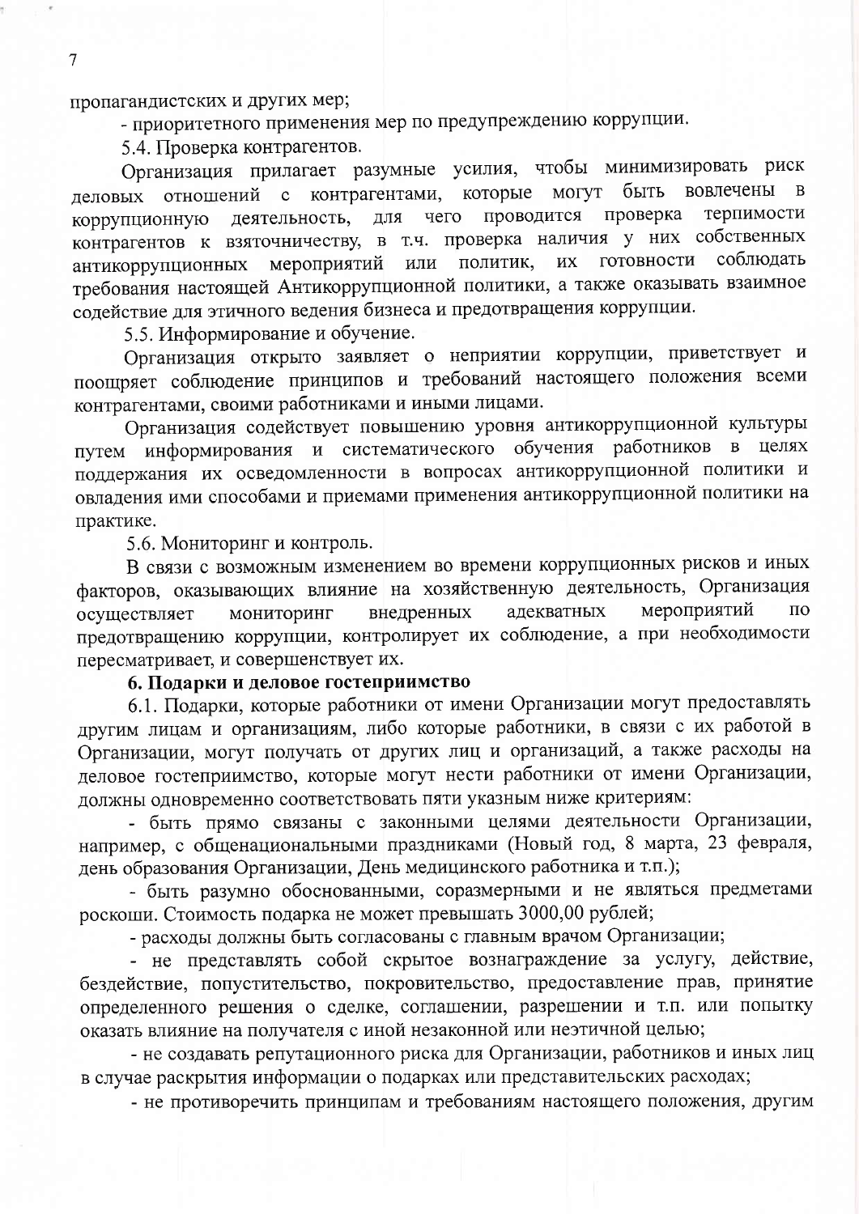пропагандистских и других мер;

- приоритетного применения мер по предупреждению коррупции.

5.4. Проверка контрагентов.

Организация прилагает разумные усилия, чтобы минимизировать риск деловых отношений с контрагентами, которые могут быть вовлечены в коррупционную деятельность, для чего проводится проверка терпимости контрагентов к взяточничеству, в т.ч. проверка наличия у них собственных антикоррупционных мероприятий или политик, их готовности соблюдать требования настоящей Антикоррупционной политики, а также оказывать взаимное содействие для этичного ведения бизнеса и предотвращения коррупции.

5.5. Информирование и обучение.

Организация открыто заявляет о неприятии коррупции, приветствует и поощряет соблюдение принципов и требований настоящего положения всеми контрагентами, своими работниками и иными лицами.

Организация содействует повышению уровня антикоррупционной культуры путем информирования и систематического обучения работников в целях поддержания их осведомленности в вопросах антикоррупционной политики и овладения ими способами и приемами применения антикоррупционной политики на практике.

5.6. Мониторинг и контроль.

В связи с возможным изменением во времени коррупционных рисков и иных факторов, оказывающих влияние на хозяйственную деятельность, Организация осуществляет мониторинг внедренных адекватных мероприятий по предотвращению коррупции, контролирует их соблюдение, а при необходимости пересматривает, и совершенствует их.

**6. Подарки и деловое гостеприимство**

6.1. Подарки, которые работники от имени Организации могут предоставлять другим лицам и организациям, либо которые работники, в связи с их работой в Организации, могут получать от других лиц и организаций, а также расходы на деловое гостеприимство, которые могут нести работники от имени Организации, должны одновременно соответствовать пяти указным ниже критериям:

- быть прямо связаны с законными целями деятельности Организации, например, с общенациональными праздниками (Новый год, 8 марта, 23 февраля, день образования Организации, День медицинского работника и т.п.);
- быть разумно обоснованными, соразмерными и не являться предметами роскоши. Стоимость подарка не может превышать 3000,00 рублей;
- расходы должны быть согласованы с главным врачом Организации;
- не представлять собой скрытое вознаграждение за услугу, действие, бездействие, попустительство, покровительство, предоставление прав, принятие определенного решения о сделке, соглашении, разрешении и т.п. или попытку оказать влияние на получателя с иной незаконной или неэтичной целью;
- не создавать репутационного риска для Организации, работников и иных лиц в случае раскрытия информации о подарках или представительских расходах;
- не противоречить принципам и требованиям настоящего положения, другим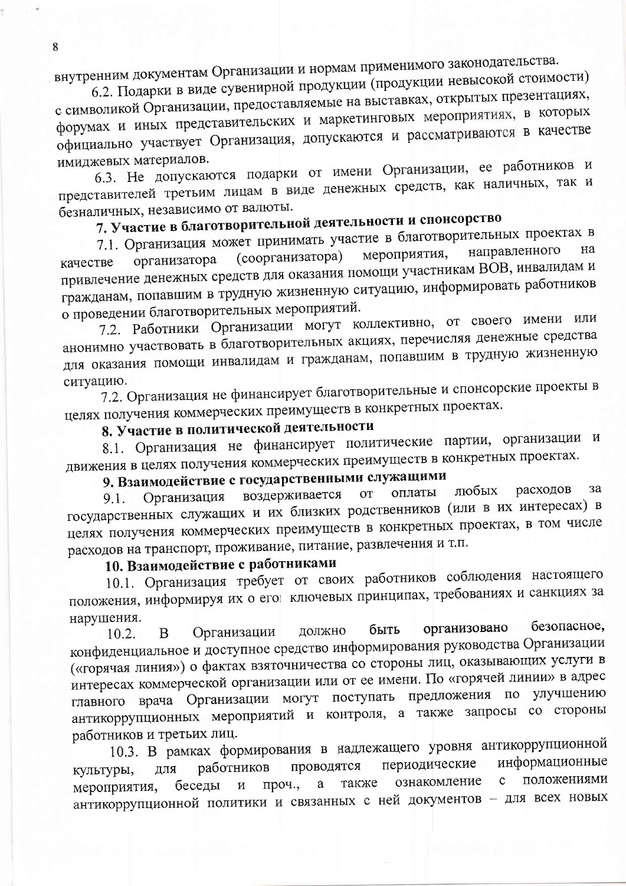внутренним документам Организации и нормам применимого законодательства.

6.2. Подарки в виде сувенирной продукции (продукции невысокой стоимости) с символикой Организации, предоставляемые на выставках, открытых презентациях, форумах и иных представительских и маркетинговых мероприятиях, в которых официально участвует Организация, допускаются и рассматриваются в качестве имиджевых материалов.

6.3. Не допускаются подарки от имени Организации, ее работников и представителей третьим лицам в виде денежных средств, как наличных, так и безналичных, независимо от валюты.

## 7. Участие в благотворительной деятельности и спонсорство

7.1. Организация может принимать участие в благотворительных проектах в качестве организатора (соорганизатора) мероприятия, направленного на привлечение денежных средств для оказания помощи участникам ВОВ, инвалидам и гражданам, попавшим в трудную жизненную ситуацию, информировать работников о проведении благотворительных мероприятий.

7.2. Работники Организации могут коллективно, от своего имени или анонимно участвовать в благотворительных акциях, перечисляя денежные средства для оказания помощи инвалидам и гражданам, попавшим в трудную жизненную ситуацию.

7.2. Организация не финансирует благотворительные и спонсорские проекты в целях получения коммерческих преимуществ в конкретных проектах.

## 8. Участие в политической деятельности

8.1. Организация не финансирует политические партии, организации и движения в целях получения коммерческих преимуществ в конкретных проектах.

## 9. Взаимодействие с государственными служащими

9.1. Организация воздерживается от оплаты любых расходов за государственных служащих и их близких родственников (или в их интересах) в целях получения коммерческих преимуществ в конкретных проектах, в том числе расходов на транспорт, проживание, питание, развлечения и т.п.

## 10. Взаимодействие с работниками

10.1. Организация требует от своих работников соблюдения настоящего положения, информируя их о его ключевых принципах, требованиях и санкциях за нарушения.

10.2. В Организации должно быть организовано безопасное, конфиденциальное и доступное средство информирования руководства Организации («горячая линия») о фактах взяточничества со стороны лиц, оказывающих услуги в интересах коммерческой организации или от ее имени. По «горячей линии» в адрес главного врача Организации могут поступать предложения по улучшению антикоррупционных мероприятий и контроля, а также запросы со стороны работников и третьих лиц.

10.3. В рамках формирования в надлежащего уровня антикоррупционной культуры, для работников проводятся периодические информационные мероприятия, беседы и проч., а также ознакомление с положениями антикоррупционной политики и связанных с ней документов – для всех новых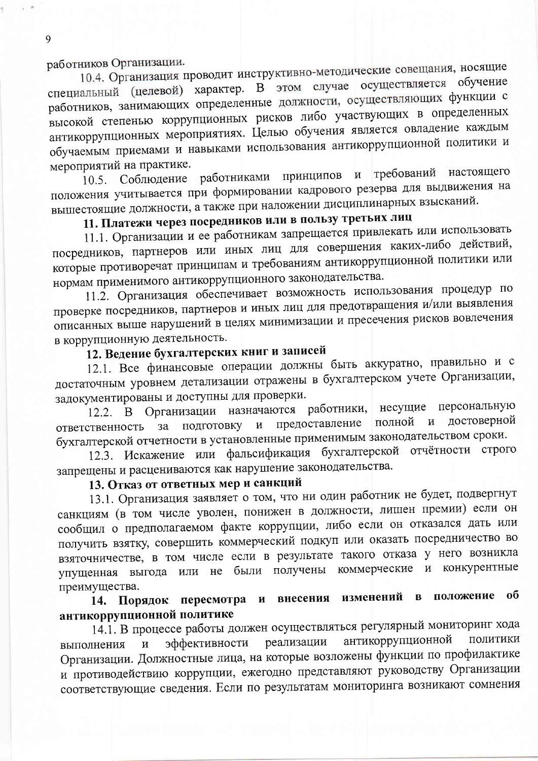работников Организации.

10.4. Организация проводит инструктивно-методические совещания, носящие специальный (целевой) характер. В этом случае осуществляется обучение работников, занимающих определенные должности, осуществляющих функции с высокой степенью коррупционных рисков либо участвующих в определенных антикоррупционных мероприятиях. Целью обучения является овладение каждым обучаемым приемами и навыками использования антикоррупционной политики и мероприятий на практике.

10.5. Соблюдение работниками принципов и требований настоящего положения учитывается при формировании кадрового резерва для выдвижения на вышестоящие должности, а также при наложении дисциплинарных взысканий.

## 11. Платежи через посредников или в пользу третьих лиц

11.1. Организации и ее работникам запрещается привлекать или использовать посредников, партнеров или иных лиц для совершения каких-либо действий, которые противоречат принципам и требованиям антикоррупционной политики или нормам применимого антикоррупционного законодательства.

11.2. Организация обеспечивает возможность использования процедур по проверке посредников, партнеров и иных лиц для предотвращения и/или выявления описанных выше нарушений в целях минимизации и пресечения рисков вовлечения в коррупционную деятельность.

## 12. Ведение бухгалтерских книг и записей

12.1. Все финансовые операции должны быть аккуратно, правильно и с достаточным уровнем детализации отражены в бухгалтерском учете Организации, задокументированы и доступны для проверки.

12.2. В Организации назначаются работники, несущие персональную ответственность за подготовку и предоставление полной и достоверной бухгалтерской отчетности в установленные применимым законодательством сроки.

12.3. Искажение или фальсификация бухгалтерской отчётности строго запрещены и расцениваются как нарушение законодательства.

## 13. Отказ от ответных мер и санкций

13.1. Организация заявляет о том, что ни один работник не будет, подвергнут санкциям (в том числе уволен, понижен в должности, лишен премии) если он сообщил о предполагаемом факте коррупции, либо если он отказался дать или получить взятку, совершить коммерческий подкуп или оказать посредничество во взяточничестве, в том числе если в результате такого отказа у него возникла упущенная выгода или не были получены коммерческие и конкурентные преимущества.

## 14. Порядок пересмотра и внесения изменений в положение об антикоррупционной политике

14.1. В процессе работы должен осуществляться регулярный мониторинг хода выполнения и эффективности реализации антикоррупционной политики Организации. Должностные лица, на которые возложены функции по профилактике и противодействию коррупции, ежегодно представляют руководству Организации соответствующие сведения. Если по результатам мониторинга возникают сомнения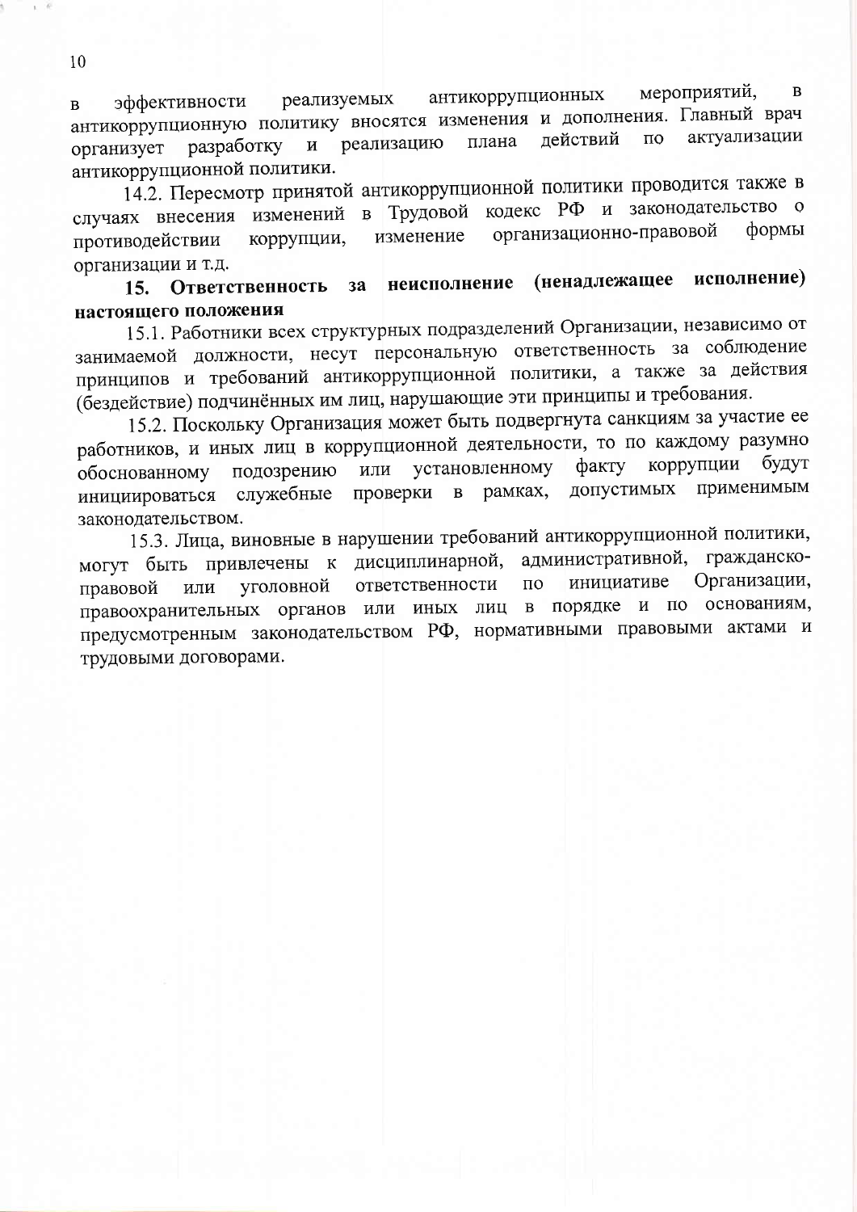в эффективности реализуемых антикоррупционных мероприятий, в антикоррупционную политику вносятся изменения и дополнения. Главный врач организует разработку и реализацию плана действий по актуализации антикоррупционной политики.

14.2. Пересмотр принятой антикоррупционной политики проводится также в случаях внесения изменений в Трудовой кодекс РФ и законодательство о противодействии коррупции, изменение организационно-правовой формы организации и т.д.

## 15. Ответственность за неисполнение (ненадлежащее исполнение) настоящего положения

15.1. Работники всех структурных подразделений Организации, независимо от занимаемой должности, несут персональную ответственность за соблюдение принципов и требований антикоррупционной политики, а также за действия (бездействие) подчинённых им лиц, нарушающие эти принципы и требования.

15.2. Поскольку Организация может быть подвергнута санкциям за участие ее работников, и иных лиц в коррупционной деятельности, то по каждому разумно обоснованному подозрению или установленному факту коррупции будут инициироваться служебные проверки в рамках, допустимых применимым законодательством.

15.3. Лица, виновные в нарушении требований антикоррупционной политики, могут быть привлечены к дисциплинарной, административной, гражданско-правовой или уголовной ответственности по инициативе Организации, правоохранительных органов или иных лиц в порядке и по основаниям, предусмотренным законодательством РФ, нормативными правовыми актами и трудовыми договорами.